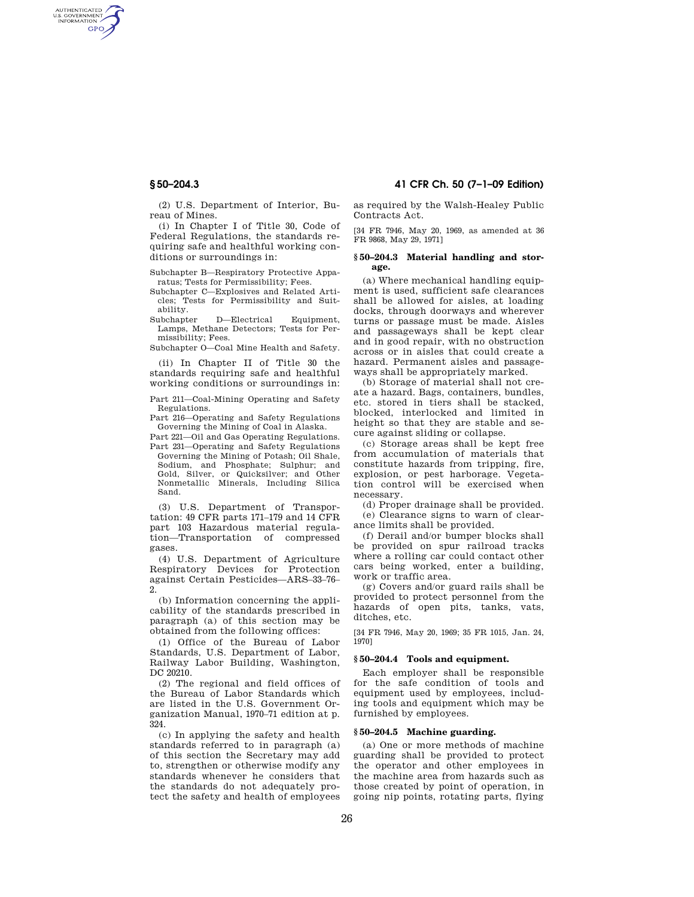(2) U.S. Department of Interior, Bureau of Mines.

(i) In Chapter I of Title 30, Code of Federal Regulations, the standards requiring safe and healthful working conditions or surroundings in:

Subchapter B—Respiratory Protective Apparatus; Tests for Permissibility; Fees.

Subchapter C—Explosives and Related Articles; Tests for Permissibility and Suitability.

Subchapter D—Electrical Equipment, Lamps, Methane Detectors; Tests for Permissibility; Fees.

Subchapter O—Coal Mine Health and Safety.

(ii) In Chapter II of Title 30 the standards requiring safe and healthful working conditions or surroundings in:

Part 211—Coal-Mining Operating and Safety Regulations.

Part 216—Operating and Safety Regulations Governing the Mining of Coal in Alaska.

Part 221—Oil and Gas Operating Regulations.

Part 231—Operating and Safety Regulations Governing the Mining of Potash; Oil Shale, Sodium, and Phosphate; Sulphur; and Gold, Silver, or Quicksilver; and Other Nonmetallic Minerals, Including Silica Sand.

(3) U.S. Department of Transportation: 49 CFR parts 171–179 and 14 CFR part 103 Hazardous material regulation—Transportation of compressed gases.

(4) U.S. Department of Agriculture Respiratory Devices for Protection against Certain Pesticides—ARS–33–76–2.

(b) Information concerning the applicability of the standards prescribed in paragraph (a) of this section may be obtained from the following offices:

(1) Office of the Bureau of Labor Standards, U.S. Department of Labor, Railway Labor Building, Washington, DC 20210.

(2) The regional and field offices of the Bureau of Labor Standards which are listed in the U.S. Government Organization Manual, 1970–71 edition at p. 324.

(c) In applying the safety and health standards referred to in paragraph (a) of this section the Secretary may add to, strengthen or otherwise modify any standards whenever he considers that the standards do not adequately protect the safety and health of employees as required by the Walsh-Healey Public Contracts Act.

[34 FR 7946, May 20, 1969, as amended at 36 FR 9868, May 29, 1971]

### § 50–204.3 Material handling and storage.

(a) Where mechanical handling equipment is used, sufficient safe clearances shall be allowed for aisles, at loading docks, through doorways and wherever turns or passage must be made. Aisles and passageways shall be kept clear and in good repair, with no obstruction across or in aisles that could create a hazard. Permanent aisles and passageways shall be appropriately marked.

(b) Storage of material shall not create a hazard. Bags, containers, bundles, etc. stored in tiers shall be stacked, blocked, interlocked and limited in height so that they are stable and secure against sliding or collapse.

(c) Storage areas shall be kept free from accumulation of materials that constitute hazards from tripping, fire, explosion, or pest harborage. Vegetation control will be exercised when necessary.

(d) Proper drainage shall be provided.

(e) Clearance signs to warn of clearance limits shall be provided.

(f) Derail and/or bumper blocks shall be provided on spur railroad tracks where a rolling car could contact other cars being worked, enter a building, work or traffic area.

(g) Covers and/or guard rails shall be provided to protect personnel from the hazards of open pits, tanks, vats, ditches, etc.

[34 FR 7946, May 20, 1969; 35 FR 1015, Jan. 24, 1970]

### § 50–204.4 Tools and equipment.

Each employer shall be responsible for the safe condition of tools and equipment used by employees, including tools and equipment which may be furnished by employees.

### § 50–204.5 Machine guarding.

(a) One or more methods of machine guarding shall be provided to protect the operator and other employees in the machine area from hazards such as those created by point of operation, in going nip points, rotating parts, flying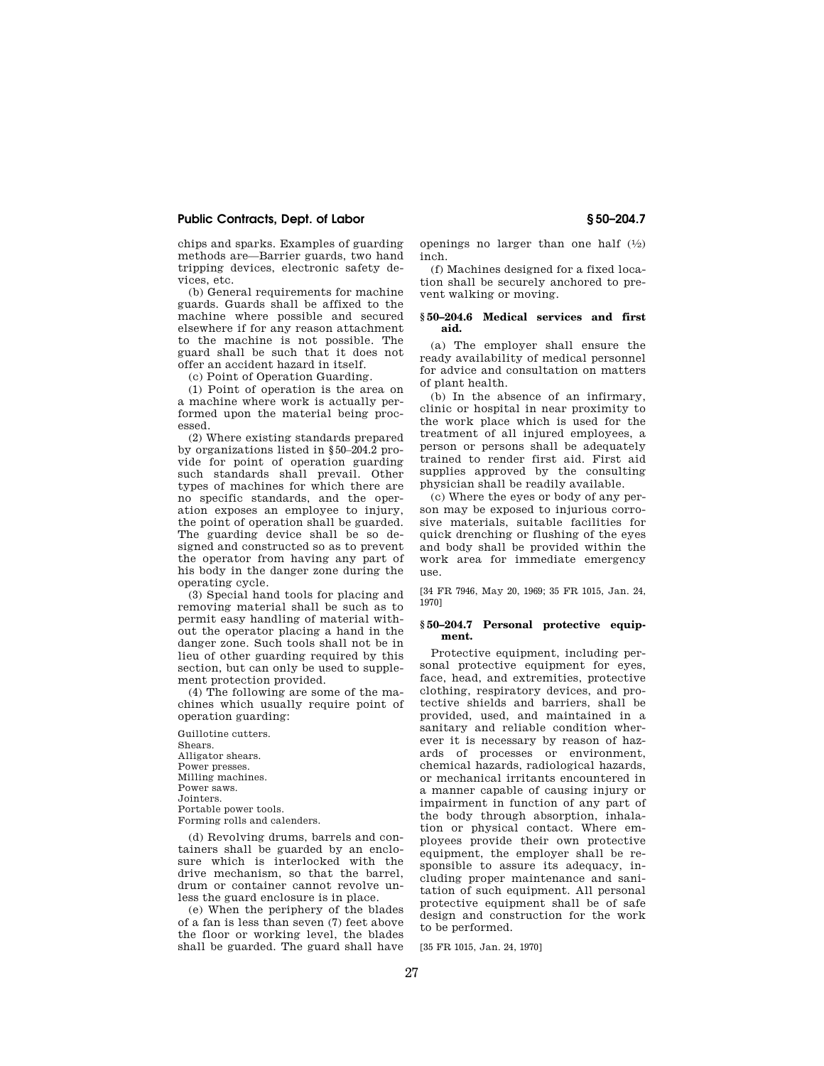chips and sparks. Examples of guarding methods are—Barrier guards, two hand tripping devices, electronic safety devices, etc.

(b) General requirements for machine guards. Guards shall be affixed to the machine where possible and secured elsewhere if for any reason attachment to the machine is not possible. The guard shall be such that it does not offer an accident hazard in itself.

(c) Point of Operation Guarding.

(1) Point of operation is the area on a machine where work is actually performed upon the material being processed.

(2) Where existing standards prepared by organizations listed in §50–204.2 provide for point of operation guarding such standards shall prevail. Other types of machines for which there are no specific standards, and the operation exposes an employee to injury, the point of operation shall be guarded. The guarding device shall be so designed and constructed so as to prevent the operator from having any part of his body in the danger zone during the operating cycle.

(3) Special hand tools for placing and removing material shall be such as to permit easy handling of material without the operator placing a hand in the danger zone. Such tools shall not be in lieu of other guarding required by this section, but can only be used to supplement protection provided.

(4) The following are some of the machines which usually require point of operation guarding:

Guillotine cutters.
Shears.
Alligator shears.
Power presses.
Milling machines.
Power saws.
Jointers.
Portable power tools.
Forming rolls and calenders.

(d) Revolving drums, barrels and containers shall be guarded by an enclosure which is interlocked with the drive mechanism, so that the barrel, drum or container cannot revolve unless the guard enclosure is in place.

(e) When the periphery of the blades of a fan is less than seven (7) feet above the floor or working level, the blades shall be guarded. The guard shall have openings no larger than one half (½) inch.

(f) Machines designed for a fixed location shall be securely anchored to prevent walking or moving.

### § 50–204.6 Medical services and first aid.

(a) The employer shall ensure the ready availability of medical personnel for advice and consultation on matters of plant health.

(b) In the absence of an infirmary, clinic or hospital in near proximity to the work place which is used for the treatment of all injured employees, a person or persons shall be adequately trained to render first aid. First aid supplies approved by the consulting physician shall be readily available.

(c) Where the eyes or body of any person may be exposed to injurious corrosive materials, suitable facilities for quick drenching or flushing of the eyes and body shall be provided within the work area for immediate emergency use.

[34 FR 7946, May 20, 1969; 35 FR 1015, Jan. 24, 1970]

### § 50–204.7 Personal protective equipment.

Protective equipment, including personal protective equipment for eyes, face, head, and extremities, protective clothing, respiratory devices, and protective shields and barriers, shall be provided, used, and maintained in a sanitary and reliable condition wherever it is necessary by reason of hazards of processes or environment, chemical hazards, radiological hazards, or mechanical irritants encountered in a manner capable of causing injury or impairment in function of any part of the body through absorption, inhalation or physical contact. Where employees provide their own protective equipment, the employer shall be responsible to assure its adequacy, including proper maintenance and sanitation of such equipment. All personal protective equipment shall be of safe design and construction for the work to be performed.

[35 FR 1015, Jan. 24, 1970]